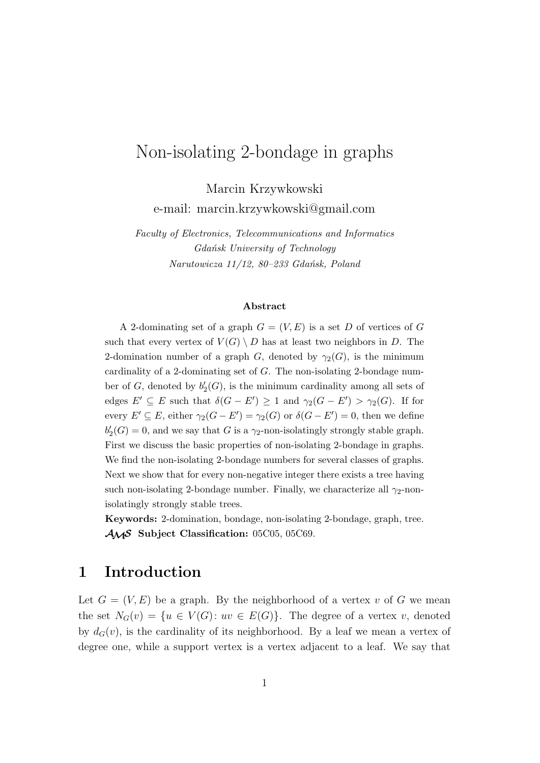# Non-isolating 2-bondage in graphs

Marcin Krzywkowski
e-mail: marcin.krzywkowski@gmail.com

*Faculty of Electronics, Telecommunications and Informatics*
*Gdańsk University of Technology*
*Narutowicza 11/12, 80–233 Gdańsk, Poland*

**Abstract**

A 2-dominating set of a graph $G = (V, E)$ is a set $D$ of vertices of $G$ such that every vertex of $V(G) \setminus D$ has at least two neighbors in $D$. The 2-domination number of a graph $G$, denoted by $\gamma_2(G)$, is the minimum cardinality of a 2-dominating set of $G$. The non-isolating 2-bondage number of $G$, denoted by $b_2'(G)$, is the minimum cardinality among all sets of edges $E' \subseteq E$ such that $\delta(G - E') \geq 1$ and $\gamma_2(G - E') > \gamma_2(G)$. If for every $E' \subseteq E$, either $\gamma_2(G - E') = \gamma_2(G)$ or $\delta(G - E') = 0$, then we define $b_2'(G) = 0$, and we say that $G$ is a $\gamma_2$-non-isolatingly strongly stable graph. First we discuss the basic properties of non-isolating 2-bondage in graphs. We find the non-isolating 2-bondage numbers for several classes of graphs. Next we show that for every non-negative integer there exists a tree having such non-isolating 2-bondage number. Finally, we characterize all $\gamma_2$-non-isolatingly strongly stable trees.

**Keywords:** 2-domination, bondage, non-isolating 2-bondage, graph, tree.
**AMS Subject Classification:** 05C05, 05C69.

## 1 Introduction

Let $G = (V, E)$ be a graph. By the neighborhood of a vertex $v$ of $G$ we mean the set $N_G(v) = \{u \in V(G) : uv \in E(G)\}$. The degree of a vertex $v$, denoted by $d_G(v)$, is the cardinality of its neighborhood. By a leaf we mean a vertex of degree one, while a support vertex is a vertex adjacent to a leaf. We say that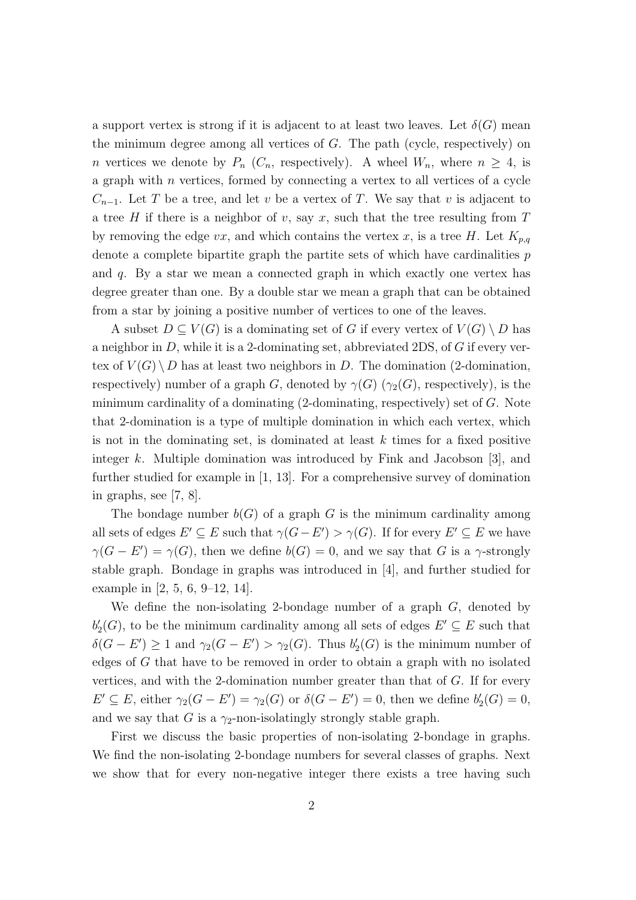a support vertex is strong if it is adjacent to at least two leaves. Let $\delta(G)$ mean the minimum degree among all vertices of $G$. The path (cycle, respectively) on $n$ vertices we denote by $P_n$ ($C_n$, respectively). A wheel $W_n$, where $n \geq 4$, is a graph with $n$ vertices, formed by connecting a vertex to all vertices of a cycle $C_{n-1}$. Let $T$ be a tree, and let $v$ be a vertex of $T$. We say that $v$ is adjacent to a tree $H$ if there is a neighbor of $v$, say $x$, such that the tree resulting from $T$ by removing the edge $vx$, and which contains the vertex $x$, is a tree $H$. Let $K_{p,q}$ denote a complete bipartite graph the partite sets of which have cardinalities $p$ and $q$. By a star we mean a connected graph in which exactly one vertex has degree greater than one. By a double star we mean a graph that can be obtained from a star by joining a positive number of vertices to one of the leaves.

A subset $D \subseteq V(G)$ is a dominating set of $G$ if every vertex of $V(G) \setminus D$ has a neighbor in $D$, while it is a 2-dominating set, abbreviated 2DS, of $G$ if every vertex of $V(G) \setminus D$ has at least two neighbors in $D$. The domination (2-domination, respectively) number of a graph $G$, denoted by $\gamma(G)$ ($\gamma_2(G)$, respectively), is the minimum cardinality of a dominating (2-dominating, respectively) set of $G$. Note that 2-domination is a type of multiple domination in which each vertex, which is not in the dominating set, is dominated at least $k$ times for a fixed positive integer $k$. Multiple domination was introduced by Fink and Jacobson [3], and further studied for example in [1, 13]. For a comprehensive survey of domination in graphs, see [7, 8].

The bondage number $b(G)$ of a graph $G$ is the minimum cardinality among all sets of edges $E' \subseteq E$ such that $\gamma(G - E') > \gamma(G)$. If for every $E' \subseteq E$ we have $\gamma(G - E') = \gamma(G)$, then we define $b(G) = 0$, and we say that $G$ is a $\gamma$-strongly stable graph. Bondage in graphs was introduced in [4], and further studied for example in [2, 5, 6, 9–12, 14].

We define the non-isolating 2-bondage number of a graph $G$, denoted by $b_2'(G)$, to be the minimum cardinality among all sets of edges $E' \subseteq E$ such that $\delta(G - E') \geq 1$ and $\gamma_2(G - E') > \gamma_2(G)$. Thus $b_2'(G)$ is the minimum number of edges of $G$ that have to be removed in order to obtain a graph with no isolated vertices, and with the 2-domination number greater than that of $G$. If for every $E' \subseteq E$, either $\gamma_2(G - E') = \gamma_2(G)$ or $\delta(G - E') = 0$, then we define $b_2'(G) = 0$, and we say that $G$ is a $\gamma_2$-non-isolatingly strongly stable graph.

First we discuss the basic properties of non-isolating 2-bondage in graphs. We find the non-isolating 2-bondage numbers for several classes of graphs. Next we show that for every non-negative integer there exists a tree having such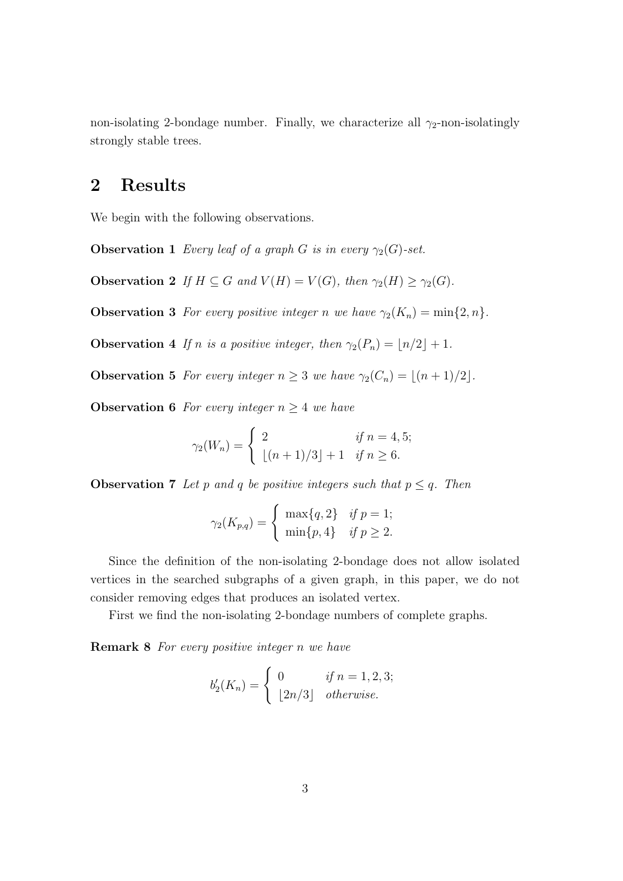non-isolating 2-bondage number. Finally, we characterize all $\gamma_2$-non-isolatingly strongly stable trees.

## 2 Results

We begin with the following observations.

**Observation 1** *Every leaf of a graph $G$ is in every $\gamma_2(G)$-set.*

**Observation 2** *If $H \subseteq G$ and $V(H) = V(G)$, then $\gamma_2(H) \geq \gamma_2(G)$.*

**Observation 3** *For every positive integer $n$ we have $\gamma_2(K_n) = \min\{2, n\}$.*

**Observation 4** *If $n$ is a positive integer, then $\gamma_2(P_n) = \lfloor n/2 \rfloor + 1$.*

**Observation 5** *For every integer $n \geq 3$ we have $\gamma_2(C_n) = \lfloor (n+1)/2 \rfloor$.*

**Observation 6** *For every integer $n \geq 4$ we have*

$$\gamma_2(W_n) = \begin{cases} 2 & \text{if } n = 4, 5; \\ \lfloor (n+1)/3 \rfloor + 1 & \text{if } n \geq 6. \end{cases}$$

**Observation 7** *Let $p$ and $q$ be positive integers such that $p \leq q$. Then*

$$\gamma_2(K_{p,q}) = \begin{cases} \max\{q, 2\} & \text{if } p = 1; \\ \min\{p, 4\} & \text{if } p \geq 2. \end{cases}$$

Since the definition of the non-isolating 2-bondage does not allow isolated vertices in the searched subgraphs of a given graph, in this paper, we do not consider removing edges that produces an isolated vertex.

First we find the non-isolating 2-bondage numbers of complete graphs.

**Remark 8** *For every positive integer $n$ we have*

$$b_2'(K_n) = \begin{cases} 0 & \text{if } n = 1, 2, 3; \\ \lfloor 2n/3 \rfloor & \text{otherwise.} \end{cases}$$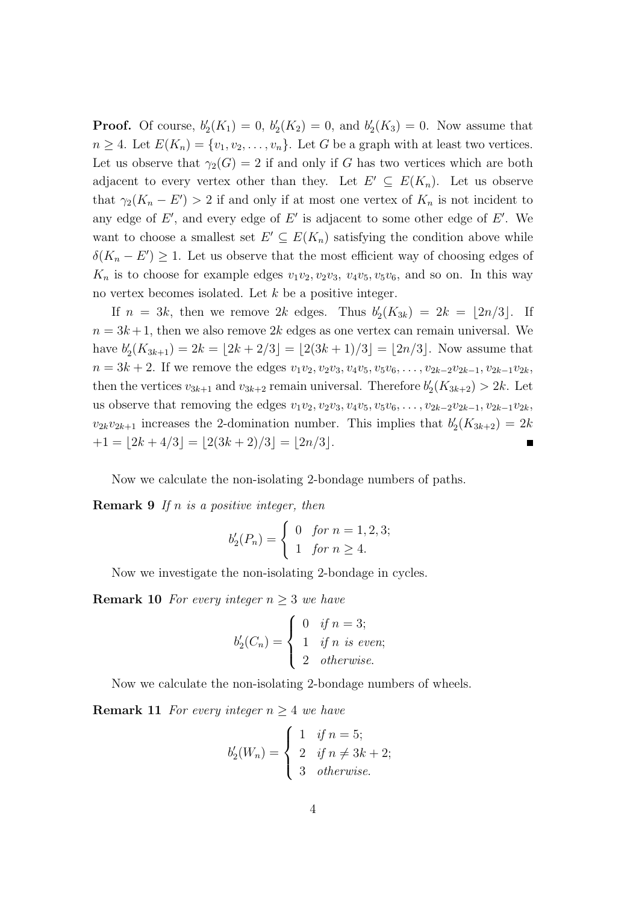**Proof.** Of course, $b_2'(K_1) = 0$, $b_2'(K_2) = 0$, and $b_2'(K_3) = 0$. Now assume that $n \geq 4$. Let $E(K_n) = \{v_1, v_2, \ldots, v_n\}$. Let $G$ be a graph with at least two vertices. Let us observe that $\gamma_2(G) = 2$ if and only if $G$ has two vertices which are both adjacent to every vertex other than they. Let $E' \subseteq E(K_n)$. Let us observe that $\gamma_2(K_n - E') > 2$ if and only if at most one vertex of $K_n$ is not incident to any edge of $E'$, and every edge of $E'$ is adjacent to some other edge of $E'$. We want to choose a smallest set $E' \subseteq E(K_n)$ satisfying the condition above while $\delta(K_n - E') \geq 1$. Let us observe that the most efficient way of choosing edges of $K_n$ is to choose for example edges $v_1v_2, v_2v_3, v_4v_5, v_5v_6$, and so on. In this way no vertex becomes isolated. Let $k$ be a positive integer.

If $n = 3k$, then we remove $2k$ edges. Thus $b_2'(K_{3k}) = 2k = \lfloor 2n/3 \rfloor$. If $n = 3k+1$, then we also remove $2k$ edges as one vertex can remain universal. We have $b_2'(K_{3k+1}) = 2k = \lfloor 2k + 2/3 \rfloor = \lfloor 2(3k+1)/3 \rfloor = \lfloor 2n/3 \rfloor$. Now assume that $n = 3k+2$. If we remove the edges $v_1v_2, v_2v_3, v_4v_5, v_5v_6, \ldots, v_{2k-2}v_{2k-1}, v_{2k-1}v_{2k}$, then the vertices $v_{3k+1}$ and $v_{3k+2}$ remain universal. Therefore $b_2'(K_{3k+2}) > 2k$. Let us observe that removing the edges $v_1v_2, v_2v_3, v_4v_5, v_5v_6, \ldots, v_{2k-2}v_{2k-1}, v_{2k-1}v_{2k}$, $v_{2k}v_{2k+1}$ increases the 2-domination number. This implies that $b_2'(K_{3k+2}) = 2k + 1 = \lfloor 2k + 4/3 \rfloor = \lfloor 2(3k+2)/3 \rfloor = \lfloor 2n/3 \rfloor$. ∎

Now we calculate the non-isolating 2-bondage numbers of paths.

**Remark 9** *If $n$ is a positive integer, then*

$$b_2'(P_n) = \begin{cases} 0 & \text{for } n = 1, 2, 3; \\ 1 & \text{for } n \geq 4. \end{cases}$$

Now we investigate the non-isolating 2-bondage in cycles.

**Remark 10** *For every integer $n \geq 3$ we have*

$$b_2'(C_n) = \begin{cases} 0 & \text{if } n = 3; \\ 1 & \text{if } n \text{ is even}; \\ 2 & \text{otherwise}. \end{cases}$$

Now we calculate the non-isolating 2-bondage numbers of wheels.

**Remark 11** *For every integer $n \geq 4$ we have*

$$b_2'(W_n) = \begin{cases} 1 & \text{if } n = 5; \\ 2 & \text{if } n \neq 3k + 2; \\ 3 & \text{otherwise}. \end{cases}$$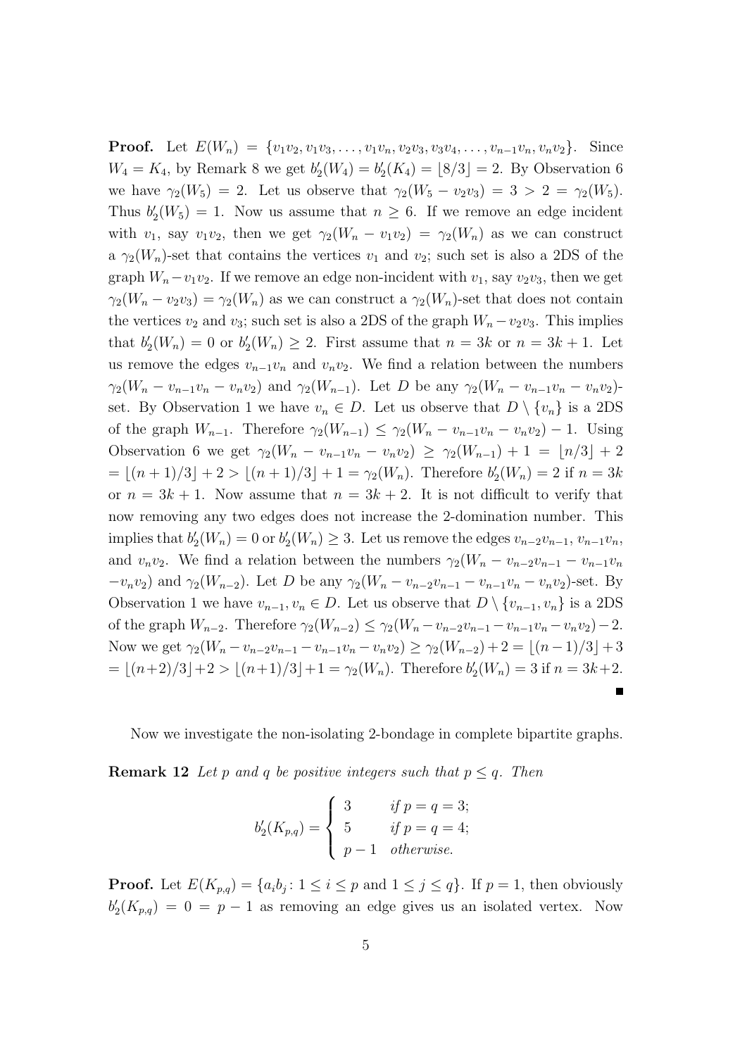**Proof.** Let $E(W_n) = \{v_1v_2, v_1v_3, \ldots, v_1v_n, v_2v_3, v_3v_4, \ldots, v_{n-1}v_n, v_nv_2\}$. Since $W_4 = K_4$, by Remark 8 we get $b_2'(W_4) = b_2'(K_4) = \lfloor 8/3 \rfloor = 2$. By Observation 6 we have $\gamma_2(W_5) = 2$. Let us observe that $\gamma_2(W_5 - v_2v_3) = 3 > 2 = \gamma_2(W_5)$. Thus $b_2'(W_5) = 1$. Now us assume that $n \geq 6$. If we remove an edge incident with $v_1$, say $v_1v_2$, then we get $\gamma_2(W_n - v_1v_2) = \gamma_2(W_n)$ as we can construct a $\gamma_2(W_n)$-set that contains the vertices $v_1$ and $v_2$; such set is also a 2DS of the graph $W_n - v_1v_2$. If we remove an edge non-incident with $v_1$, say $v_2v_3$, then we get $\gamma_2(W_n - v_2v_3) = \gamma_2(W_n)$ as we can construct a $\gamma_2(W_n)$-set that does not contain the vertices $v_2$ and $v_3$; such set is also a 2DS of the graph $W_n - v_2v_3$. This implies that $b_2'(W_n) = 0$ or $b_2'(W_n) \geq 2$. First assume that $n = 3k$ or $n = 3k+1$. Let us remove the edges $v_{n-1}v_n$ and $v_nv_2$. We find a relation between the numbers $\gamma_2(W_n - v_{n-1}v_n - v_nv_2)$ and $\gamma_2(W_{n-1})$. Let $D$ be any $\gamma_2(W_n - v_{n-1}v_n - v_nv_2)$-set. By Observation 1 we have $v_n \in D$. Let us observe that $D \setminus \{v_n\}$ is a 2DS of the graph $W_{n-1}$. Therefore $\gamma_2(W_{n-1}) \leq \gamma_2(W_n - v_{n-1}v_n - v_nv_2) - 1$. Using Observation 6 we get $\gamma_2(W_n - v_{n-1}v_n - v_nv_2) \geq \gamma_2(W_{n-1}) + 1 = \lfloor n/3 \rfloor + 2$ $= \lfloor (n+1)/3 \rfloor + 2 > \lfloor (n+1)/3 \rfloor + 1 = \gamma_2(W_n)$. Therefore $b_2'(W_n) = 2$ if $n = 3k$ or $n = 3k+1$. Now assume that $n = 3k+2$. It is not difficult to verify that now removing any two edges does not increase the 2-domination number. This implies that $b_2'(W_n) = 0$ or $b_2'(W_n) \geq 3$. Let us remove the edges $v_{n-2}v_{n-1}$, $v_{n-1}v_n$, and $v_nv_2$. We find a relation between the numbers $\gamma_2(W_n - v_{n-2}v_{n-1} - v_{n-1}v_n - v_nv_2)$ and $\gamma_2(W_{n-2})$. Let $D$ be any $\gamma_2(W_n - v_{n-2}v_{n-1} - v_{n-1}v_n - v_nv_2)$-set. By Observation 1 we have $v_{n-1}, v_n \in D$. Let us observe that $D \setminus \{v_{n-1}, v_n\}$ is a 2DS of the graph $W_{n-2}$. Therefore $\gamma_2(W_{n-2}) \leq \gamma_2(W_n - v_{n-2}v_{n-1} - v_{n-1}v_n - v_nv_2) - 2$. Now we get $\gamma_2(W_n - v_{n-2}v_{n-1} - v_{n-1}v_n - v_nv_2) \geq \gamma_2(W_{n-2}) + 2 = \lfloor (n-1)/3 \rfloor + 3$ $= \lfloor (n+2)/3 \rfloor + 2 > \lfloor (n+1)/3 \rfloor + 1 = \gamma_2(W_n)$. Therefore $b_2'(W_n) = 3$ if $n = 3k+2$. ∎

Now we investigate the non-isolating 2-bondage in complete bipartite graphs.

**Remark 12** *Let $p$ and $q$ be positive integers such that $p \leq q$. Then*

$$b_2'(K_{p,q}) = \begin{cases} 3 & \text{if } p = q = 3; \\ 5 & \text{if } p = q = 4; \\ p-1 & \text{otherwise.} \end{cases}$$

**Proof.** Let $E(K_{p,q}) = \{a_ib_j \colon 1 \leq i \leq p \text{ and } 1 \leq j \leq q\}$. If $p = 1$, then obviously $b_2'(K_{p,q}) = 0 = p - 1$ as removing an edge gives us an isolated vertex. Now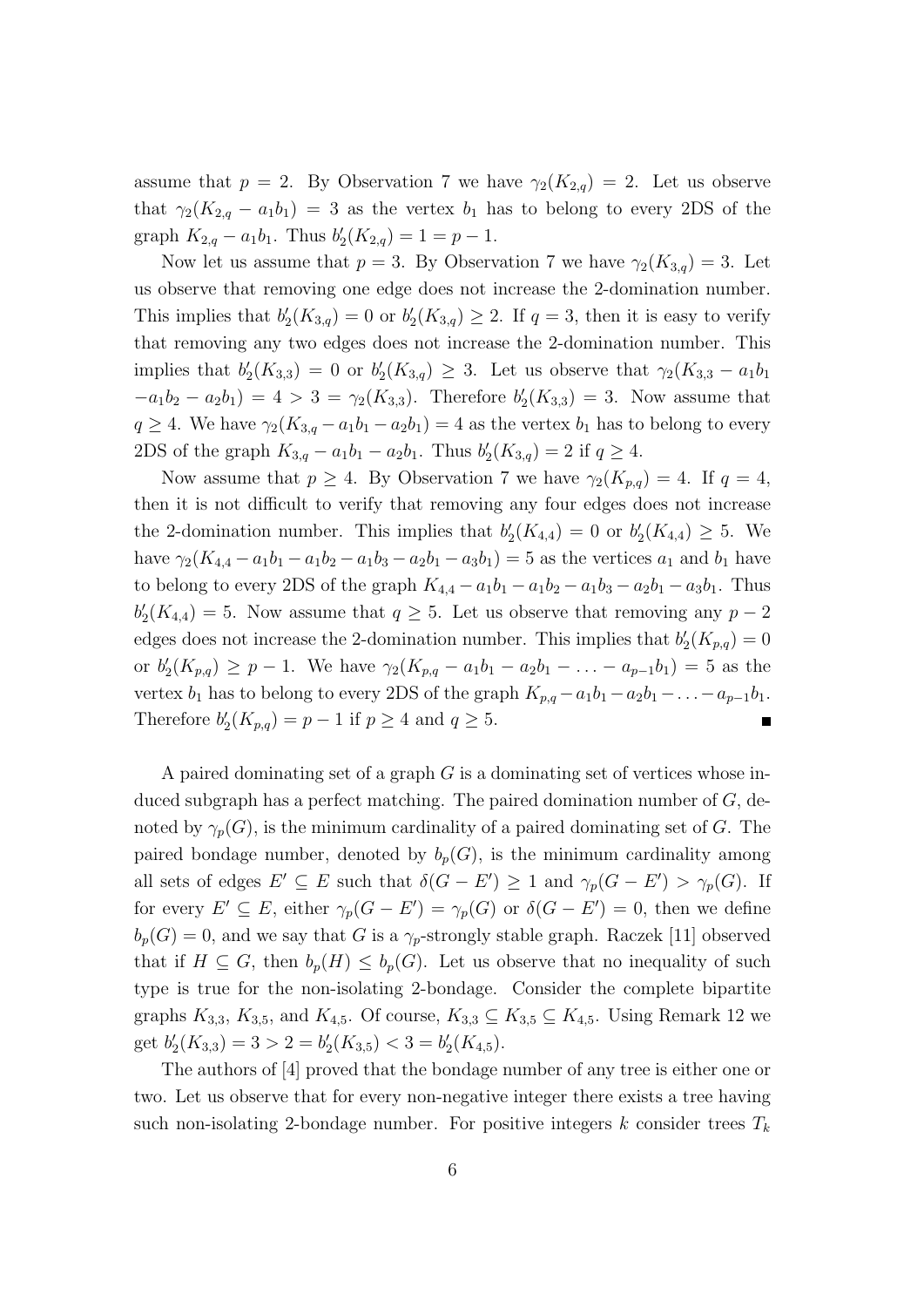assume that $p = 2$. By Observation 7 we have $\gamma_2(K_{2,q}) = 2$. Let us observe that $\gamma_2(K_{2,q} - a_1b_1) = 3$ as the vertex $b_1$ has to belong to every 2DS of the graph $K_{2,q} - a_1b_1$. Thus $b_2'(K_{2,q}) = 1 = p - 1$.

Now let us assume that $p = 3$. By Observation 7 we have $\gamma_2(K_{3,q}) = 3$. Let us observe that removing one edge does not increase the 2-domination number. This implies that $b_2'(K_{3,q}) = 0$ or $b_2'(K_{3,q}) \geq 2$. If $q = 3$, then it is easy to verify that removing any two edges does not increase the 2-domination number. This implies that $b_2'(K_{3,3}) = 0$ or $b_2'(K_{3,q}) \geq 3$. Let us observe that $\gamma_2(K_{3,3} - a_1b_1 - a_1b_2 - a_2b_1) = 4 > 3 = \gamma_2(K_{3,3})$. Therefore $b_2'(K_{3,3}) = 3$. Now assume that $q \geq 4$. We have $\gamma_2(K_{3,q} - a_1b_1 - a_2b_1) = 4$ as the vertex $b_1$ has to belong to every 2DS of the graph $K_{3,q} - a_1b_1 - a_2b_1$. Thus $b_2'(K_{3,q}) = 2$ if $q \geq 4$.

Now assume that $p \geq 4$. By Observation 7 we have $\gamma_2(K_{p,q}) = 4$. If $q = 4$, then it is not difficult to verify that removing any four edges does not increase the 2-domination number. This implies that $b_2'(K_{4,4}) = 0$ or $b_2'(K_{4,4}) \geq 5$. We have $\gamma_2(K_{4,4} - a_1b_1 - a_1b_2 - a_1b_3 - a_2b_1 - a_3b_1) = 5$ as the vertices $a_1$ and $b_1$ have to belong to every 2DS of the graph $K_{4,4} - a_1b_1 - a_1b_2 - a_1b_3 - a_2b_1 - a_3b_1$. Thus $b_2'(K_{4,4}) = 5$. Now assume that $q \geq 5$. Let us observe that removing any $p - 2$ edges does not increase the 2-domination number. This implies that $b_2'(K_{p,q}) = 0$ or $b_2'(K_{p,q}) \geq p - 1$. We have $\gamma_2(K_{p,q} - a_1b_1 - a_2b_1 - \ldots - a_{p-1}b_1) = 5$ as the vertex $b_1$ has to belong to every 2DS of the graph $K_{p,q} - a_1b_1 - a_2b_1 - \ldots - a_{p-1}b_1$. Therefore $b_2'(K_{p,q}) = p - 1$ if $p \geq 4$ and $q \geq 5$. ∎

A paired dominating set of a graph $G$ is a dominating set of vertices whose induced subgraph has a perfect matching. The paired domination number of $G$, denoted by $\gamma_p(G)$, is the minimum cardinality of a paired dominating set of $G$. The paired bondage number, denoted by $b_p(G)$, is the minimum cardinality among all sets of edges $E' \subseteq E$ such that $\delta(G - E') \geq 1$ and $\gamma_p(G - E') > \gamma_p(G)$. If for every $E' \subseteq E$, either $\gamma_p(G - E') = \gamma_p(G)$ or $\delta(G - E') = 0$, then we define $b_p(G) = 0$, and we say that $G$ is a $\gamma_p$-strongly stable graph. Raczek [11] observed that if $H \subseteq G$, then $b_p(H) \leq b_p(G)$. Let us observe that no inequality of such type is true for the non-isolating 2-bondage. Consider the complete bipartite graphs $K_{3,3}$, $K_{3,5}$, and $K_{4,5}$. Of course, $K_{3,3} \subseteq K_{3,5} \subseteq K_{4,5}$. Using Remark 12 we get $b_2'(K_{3,3}) = 3 > 2 = b_2'(K_{3,5}) < 3 = b_2'(K_{4,5})$.

The authors of [4] proved that the bondage number of any tree is either one or two. Let us observe that for every non-negative integer there exists a tree having such non-isolating 2-bondage number. For positive integers $k$ consider trees $T_k$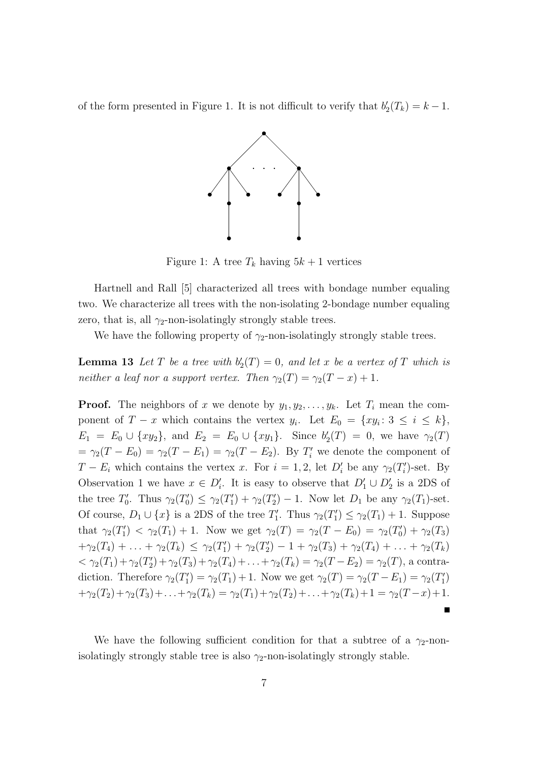of the form presented in Figure 1. It is not difficult to verify that $b_2'(T_k) = k-1$.

Figure 1: A tree $T_k$ having $5k+1$ vertices

Hartnell and Rall [5] characterized all trees with bondage number equaling two. We characterize all trees with the non-isolating 2-bondage number equaling zero, that is, all $\gamma_2$-non-isolatingly strongly stable trees.

We have the following property of $\gamma_2$-non-isolatingly strongly stable trees.

**Lemma 13** *Let $T$ be a tree with $b_2'(T) = 0$, and let $x$ be a vertex of $T$ which is neither a leaf nor a support vertex. Then $\gamma_2(T) = \gamma_2(T-x)+1$.*

**Proof.** The neighbors of $x$ we denote by $y_1, y_2, \dots, y_k$. Let $T_i$ mean the component of $T-x$ which contains the vertex $y_i$. Let $E_0 = \{xy_i \colon 3 \le i \le k\}$, $E_1 = E_0 \cup \{xy_2\}$, and $E_2 = E_0 \cup \{xy_1\}$. Since $b_2'(T) = 0$, we have $\gamma_2(T) = \gamma_2(T-E_0) = \gamma_2(T-E_1) = \gamma_2(T-E_2)$. By $T_i'$ we denote the component of $T-E_i$ which contains the vertex $x$. For $i = 1, 2$, let $D_i'$ be any $\gamma_2(T_i')$-set. By Observation 1 we have $x \in D_i'$. It is easy to observe that $D_1' \cup D_2'$ is a 2DS of the tree $T_0'$. Thus $\gamma_2(T_0') \le \gamma_2(T_1') + \gamma_2(T_2') - 1$. Now let $D_1$ be any $\gamma_2(T_1)$-set. Of course, $D_1 \cup \{x\}$ is a 2DS of the tree $T_1'$. Thus $\gamma_2(T_1') \le \gamma_2(T_1) + 1$. Suppose that $\gamma_2(T_1') < \gamma_2(T_1) + 1$. Now we get $\gamma_2(T) = \gamma_2(T-E_0) = \gamma_2(T_0') + \gamma_2(T_3) + \gamma_2(T_4) + \ldots + \gamma_2(T_k) \le \gamma_2(T_1') + \gamma_2(T_2') - 1 + \gamma_2(T_3) + \gamma_2(T_4) + \ldots + \gamma_2(T_k) < \gamma_2(T_1) + \gamma_2(T_2') + \gamma_2(T_3) + \gamma_2(T_4) + \ldots + \gamma_2(T_k) = \gamma_2(T-E_2) = \gamma_2(T)$, a contradiction. Therefore $\gamma_2(T_1') = \gamma_2(T_1) + 1$. Now we get $\gamma_2(T) = \gamma_2(T-E_1) = \gamma_2(T_1') + \gamma_2(T_2) + \gamma_2(T_3) + \ldots + \gamma_2(T_k) = \gamma_2(T_1) + \gamma_2(T_2) + \ldots + \gamma_2(T_k) + 1 = \gamma_2(T-x) + 1$. ∎

We have the following sufficient condition for that a subtree of a $\gamma_2$-non-isolatingly strongly stable tree is also $\gamma_2$-non-isolatingly strongly stable.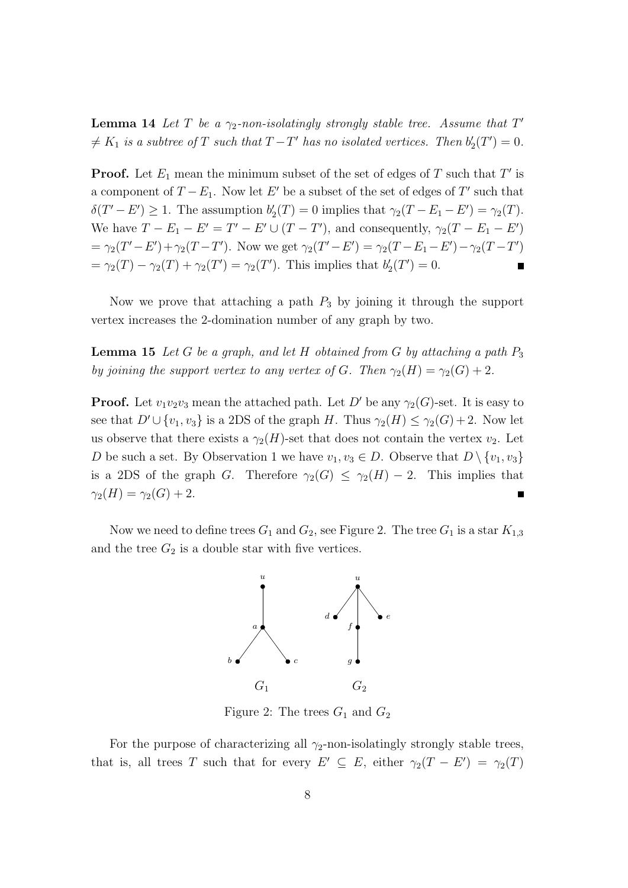**Lemma 14** *Let $T$ be a $\gamma_2$-non-isolatingly strongly stable tree. Assume that $T'$ $\neq K_1$ is a subtree of $T$ such that $T - T'$ has no isolated vertices. Then $b_2'(T') = 0$.*

**Proof.** Let $E_1$ mean the minimum subset of the set of edges of $T$ such that $T'$ is a component of $T - E_1$. Now let $E'$ be a subset of the set of edges of $T'$ such that $\delta(T' - E') \geq 1$. The assumption $b_2'(T) = 0$ implies that $\gamma_2(T - E_1 - E') = \gamma_2(T)$. We have $T - E_1 - E' = T' - E' \cup (T - T')$, and consequently, $\gamma_2(T - E_1 - E')$ $= \gamma_2(T' - E') + \gamma_2(T - T')$. Now we get $\gamma_2(T' - E') = \gamma_2(T - E_1 - E') - \gamma_2(T - T')$ $= \gamma_2(T) - \gamma_2(T) + \gamma_2(T') = \gamma_2(T')$. This implies that $b_2'(T') = 0$. ∎

Now we prove that attaching a path $P_3$ by joining it through the support vertex increases the 2-domination number of any graph by two.

**Lemma 15** *Let $G$ be a graph, and let $H$ obtained from $G$ by attaching a path $P_3$ by joining the support vertex to any vertex of $G$. Then $\gamma_2(H) = \gamma_2(G) + 2$.*

**Proof.** Let $v_1v_2v_3$ mean the attached path. Let $D'$ be any $\gamma_2(G)$-set. It is easy to see that $D' \cup \{v_1, v_3\}$ is a 2DS of the graph $H$. Thus $\gamma_2(H) \leq \gamma_2(G) + 2$. Now let us observe that there exists a $\gamma_2(H)$-set that does not contain the vertex $v_2$. Let $D$ be such a set. By Observation 1 we have $v_1, v_3 \in D$. Observe that $D \setminus \{v_1, v_3\}$ is a 2DS of the graph $G$. Therefore $\gamma_2(G) \leq \gamma_2(H) - 2$. This implies that $\gamma_2(H) = \gamma_2(G) + 2$. ∎

Now we need to define trees $G_1$ and $G_2$, see Figure 2. The tree $G_1$ is a star $K_{1,3}$ and the tree $G_2$ is a double star with five vertices.

Figure 2: The trees $G_1$ and $G_2$

For the purpose of characterizing all $\gamma_2$-non-isolatingly strongly stable trees, that is, all trees $T$ such that for every $E' \subseteq E$, either $\gamma_2(T - E') = \gamma_2(T)$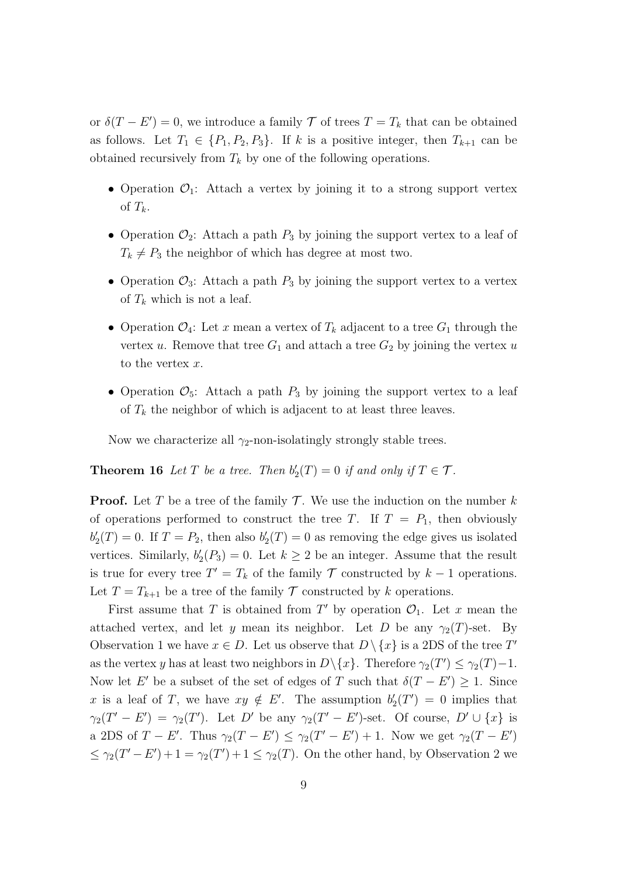or $\delta(T - E') = 0$, we introduce a family $\mathcal{T}$ of trees $T = T_k$ that can be obtained as follows. Let $T_1 \in \{P_1, P_2, P_3\}$. If $k$ is a positive integer, then $T_{k+1}$ can be obtained recursively from $T_k$ by one of the following operations.

- Operation $\mathcal{O}_1$: Attach a vertex by joining it to a strong support vertex of $T_k$.
- Operation $\mathcal{O}_2$: Attach a path $P_3$ by joining the support vertex to a leaf of $T_k \neq P_3$ the neighbor of which has degree at most two.
- Operation $\mathcal{O}_3$: Attach a path $P_3$ by joining the support vertex to a vertex of $T_k$ which is not a leaf.
- Operation $\mathcal{O}_4$: Let $x$ mean a vertex of $T_k$ adjacent to a tree $G_1$ through the vertex $u$. Remove that tree $G_1$ and attach a tree $G_2$ by joining the vertex $u$ to the vertex $x$.
- Operation $\mathcal{O}_5$: Attach a path $P_3$ by joining the support vertex to a leaf of $T_k$ the neighbor of which is adjacent to at least three leaves.

Now we characterize all $\gamma_2$-non-isolatingly strongly stable trees.

**Theorem 16** *Let $T$ be a tree. Then $b_2'(T) = 0$ if and only if $T \in \mathcal{T}$.*

**Proof.** Let $T$ be a tree of the family $\mathcal{T}$. We use the induction on the number $k$ of operations performed to construct the tree $T$. If $T = P_1$, then obviously $b_2'(T) = 0$. If $T = P_2$, then also $b_2'(T) = 0$ as removing the edge gives us isolated vertices. Similarly, $b_2'(P_3) = 0$. Let $k \geq 2$ be an integer. Assume that the result is true for every tree $T' = T_k$ of the family $\mathcal{T}$ constructed by $k-1$ operations. Let $T = T_{k+1}$ be a tree of the family $\mathcal{T}$ constructed by $k$ operations.

First assume that $T$ is obtained from $T'$ by operation $\mathcal{O}_1$. Let $x$ mean the attached vertex, and let $y$ mean its neighbor. Let $D$ be any $\gamma_2(T)$-set. By Observation 1 we have $x \in D$. Let us observe that $D \setminus \{x\}$ is a 2DS of the tree $T'$ as the vertex $y$ has at least two neighbors in $D \setminus \{x\}$. Therefore $\gamma_2(T') \leq \gamma_2(T) - 1$. Now let $E'$ be a subset of the set of edges of $T$ such that $\delta(T - E') \geq 1$. Since $x$ is a leaf of $T$, we have $xy \notin E'$. The assumption $b_2'(T') = 0$ implies that $\gamma_2(T' - E') = \gamma_2(T')$. Let $D'$ be any $\gamma_2(T' - E')$-set. Of course, $D' \cup \{x\}$ is a 2DS of $T - E'$. Thus $\gamma_2(T - E') \leq \gamma_2(T' - E') + 1$. Now we get $\gamma_2(T - E') \leq \gamma_2(T' - E') + 1 = \gamma_2(T') + 1 \leq \gamma_2(T)$. On the other hand, by Observation 2 we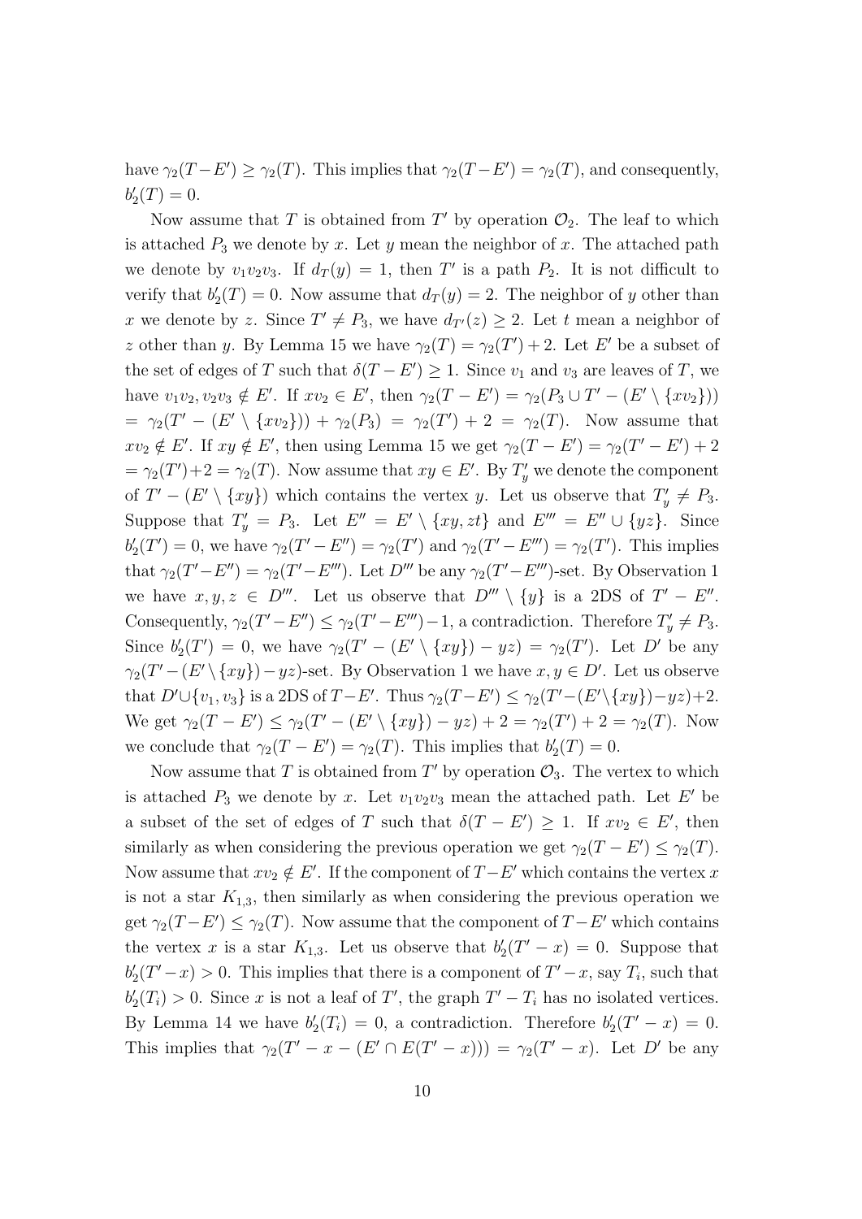have $\gamma_2(T-E') \geq \gamma_2(T)$. This implies that $\gamma_2(T-E') = \gamma_2(T)$, and consequently, $b_2'(T) = 0$.

Now assume that $T$ is obtained from $T'$ by operation $\mathcal{O}_2$. The leaf to which is attached $P_3$ we denote by $x$. Let $y$ mean the neighbor of $x$. The attached path we denote by $v_1v_2v_3$. If $d_T(y) = 1$, then $T'$ is a path $P_2$. It is not difficult to verify that $b_2'(T) = 0$. Now assume that $d_T(y) = 2$. The neighbor of $y$ other than $x$ we denote by $z$. Since $T' \neq P_3$, we have $d_{T'}(z) \geq 2$. Let $t$ mean a neighbor of $z$ other than $y$. By Lemma 15 we have $\gamma_2(T) = \gamma_2(T') + 2$. Let $E'$ be a subset of the set of edges of $T$ such that $\delta(T - E') \geq 1$. Since $v_1$ and $v_3$ are leaves of $T$, we have $v_1v_2, v_2v_3 \notin E'$. If $xv_2 \in E'$, then $\gamma_2(T - E') = \gamma_2(P_3 \cup T' - (E' \setminus \{xv_2\}))$ $= \gamma_2(T' - (E' \setminus \{xv_2\})) + \gamma_2(P_3) = \gamma_2(T') + 2 = \gamma_2(T)$. Now assume that $xv_2 \notin E'$. If $xy \notin E'$, then using Lemma 15 we get $\gamma_2(T-E') = \gamma_2(T'-E') + 2$ $= \gamma_2(T')+2 = \gamma_2(T)$. Now assume that $xy \in E'$. By $T_y'$ we denote the component of $T' - (E' \setminus \{xy\})$ which contains the vertex $y$. Let us observe that $T_y' \neq P_3$. Suppose that $T_y' = P_3$. Let $E'' = E' \setminus \{xy, zt\}$ and $E''' = E'' \cup \{yz\}$. Since $b_2'(T') = 0$, we have $\gamma_2(T' - E'') = \gamma_2(T')$ and $\gamma_2(T' - E''') = \gamma_2(T')$. This implies that $\gamma_2(T'-E'') = \gamma_2(T'-E''')$. Let $D'''$ be any $\gamma_2(T'-E''')$-set. By Observation 1 we have $x, y, z \in D'''$. Let us observe that $D''' \setminus \{y\}$ is a 2DS of $T' - E''$. Consequently, $\gamma_2(T'-E'') \leq \gamma_2(T'-E''')-1$, a contradiction. Therefore $T_y' \neq P_3$. Since $b_2'(T') = 0$, we have $\gamma_2(T' - (E' \setminus \{xy\}) - yz) = \gamma_2(T')$. Let $D'$ be any $\gamma_2(T'-(E'\setminus\{xy\})-yz)$-set. By Observation 1 we have $x, y \in D'$. Let us observe that $D' \cup \{v_1, v_3\}$ is a 2DS of $T-E'$. Thus $\gamma_2(T-E') \leq \gamma_2(T'-(E'\setminus\{xy\})-yz)+2$. We get $\gamma_2(T - E') \leq \gamma_2(T' - (E' \setminus \{xy\}) - yz) + 2 = \gamma_2(T') + 2 = \gamma_2(T)$. Now we conclude that $\gamma_2(T - E') = \gamma_2(T)$. This implies that $b_2'(T) = 0$.

Now assume that $T$ is obtained from $T'$ by operation $\mathcal{O}_3$. The vertex to which is attached $P_3$ we denote by $x$. Let $v_1v_2v_3$ mean the attached path. Let $E'$ be a subset of the set of edges of $T$ such that $\delta(T - E') \geq 1$. If $xv_2 \in E'$, then similarly as when considering the previous operation we get $\gamma_2(T - E') \leq \gamma_2(T)$. Now assume that $xv_2 \notin E'$. If the component of $T-E'$ which contains the vertex $x$ is not a star $K_{1,3}$, then similarly as when considering the previous operation we get $\gamma_2(T-E') \leq \gamma_2(T)$. Now assume that the component of $T-E'$ which contains the vertex $x$ is a star $K_{1,3}$. Let us observe that $b_2'(T' - x) = 0$. Suppose that $b_2'(T'-x) > 0$. This implies that there is a component of $T'-x$, say $T_i$, such that $b_2'(T_i) > 0$. Since $x$ is not a leaf of $T'$, the graph $T' - T_i$ has no isolated vertices. By Lemma 14 we have $b_2'(T_i) = 0$, a contradiction. Therefore $b_2'(T' - x) = 0$. This implies that $\gamma_2(T' - x - (E' \cap E(T' - x))) = \gamma_2(T' - x)$. Let $D'$ be any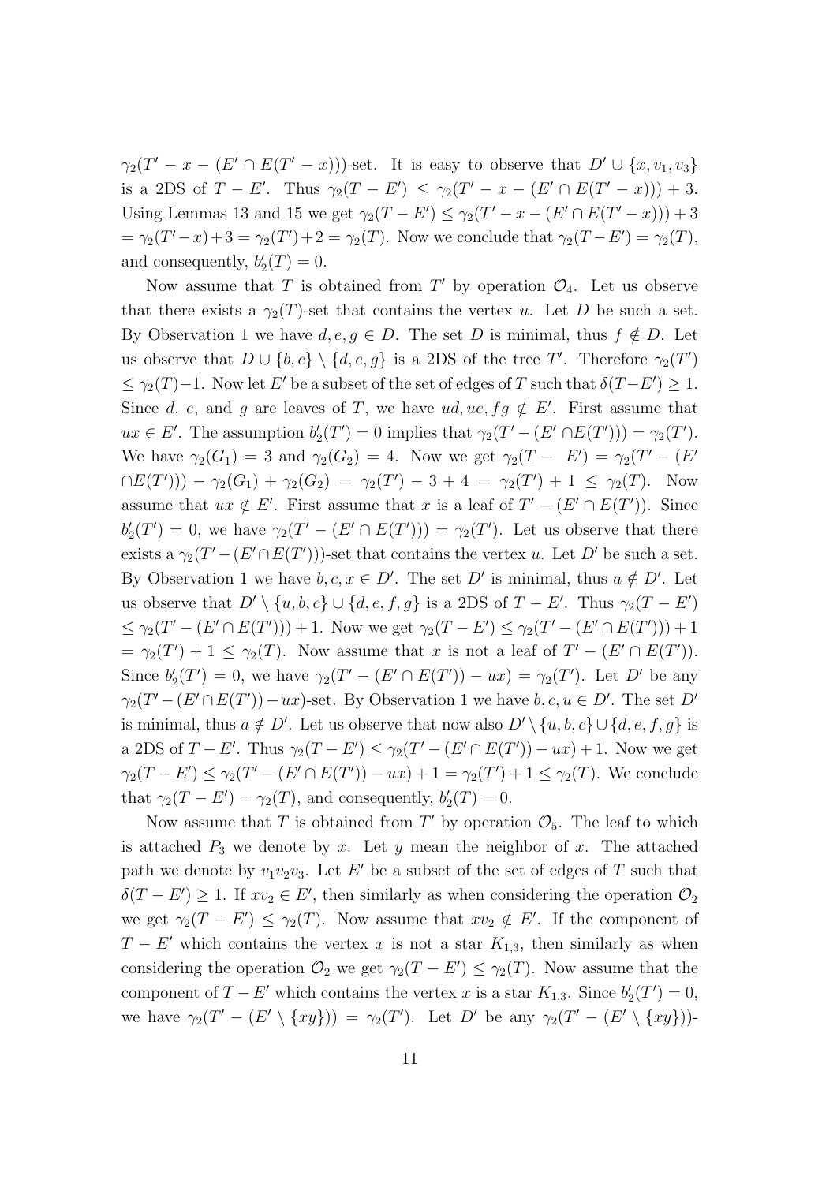$\gamma_2(T' - x - (E' \cap E(T' - x)))$-set. It is easy to observe that $D' \cup \{x, v_1, v_3\}$ is a 2DS of $T - E'$. Thus $\gamma_2(T - E') \leq \gamma_2(T' - x - (E' \cap E(T' - x))) + 3$. Using Lemmas 13 and 15 we get $\gamma_2(T - E') \leq \gamma_2(T' - x - (E' \cap E(T' - x))) + 3$ $= \gamma_2(T' - x) + 3 = \gamma_2(T') + 2 = \gamma_2(T)$. Now we conclude that $\gamma_2(T - E') = \gamma_2(T)$, and consequently, $b_2'(T) = 0$.

Now assume that $T$ is obtained from $T'$ by operation $\mathcal{O}_4$. Let us observe that there exists a $\gamma_2(T)$-set that contains the vertex $u$. Let $D$ be such a set. By Observation 1 we have $d, e, g \in D$. The set $D$ is minimal, thus $f \notin D$. Let us observe that $D \cup \{b, c\} \setminus \{d, e, g\}$ is a 2DS of the tree $T'$. Therefore $\gamma_2(T')$ $\leq \gamma_2(T) - 1$. Now let $E'$ be a subset of the set of edges of $T$ such that $\delta(T - E') \geq 1$. Since $d$, $e$, and $g$ are leaves of $T$, we have $ud, ue, fg \notin E'$. First assume that $ux \in E'$. The assumption $b_2'(T') = 0$ implies that $\gamma_2(T' - (E' \cap E(T'))) = \gamma_2(T')$. We have $\gamma_2(G_1) = 3$ and $\gamma_2(G_2) = 4$. Now we get $\gamma_2(T - E') = \gamma_2(T' - (E' \cap E(T'))) - \gamma_2(G_1) + \gamma_2(G_2) = \gamma_2(T') - 3 + 4 = \gamma_2(T') + 1 \leq \gamma_2(T)$. Now assume that $ux \notin E'$. First assume that $x$ is a leaf of $T' - (E' \cap E(T'))$. Since $b_2'(T') = 0$, we have $\gamma_2(T' - (E' \cap E(T'))) = \gamma_2(T')$. Let us observe that there exists a $\gamma_2(T' - (E' \cap E(T')))$-set that contains the vertex $u$. Let $D'$ be such a set. By Observation 1 we have $b, c, x \in D'$. The set $D'$ is minimal, thus $a \notin D'$. Let us observe that $D' \setminus \{u, b, c\} \cup \{d, e, f, g\}$ is a 2DS of $T - E'$. Thus $\gamma_2(T - E')$ $\leq \gamma_2(T' - (E' \cap E(T'))) + 1$. Now we get $\gamma_2(T - E') \leq \gamma_2(T' - (E' \cap E(T'))) + 1$ $= \gamma_2(T') + 1 \leq \gamma_2(T)$. Now assume that $x$ is not a leaf of $T' - (E' \cap E(T'))$. Since $b_2'(T') = 0$, we have $\gamma_2(T' - (E' \cap E(T')) - ux) = \gamma_2(T')$. Let $D'$ be any $\gamma_2(T' - (E' \cap E(T')) - ux)$-set. By Observation 1 we have $b, c, u \in D'$. The set $D'$ is minimal, thus $a \notin D'$. Let us observe that now also $D' \setminus \{u, b, c\} \cup \{d, e, f, g\}$ is a 2DS of $T - E'$. Thus $\gamma_2(T - E') \leq \gamma_2(T' - (E' \cap E(T')) - ux) + 1$. Now we get $\gamma_2(T - E') \leq \gamma_2(T' - (E' \cap E(T')) - ux) + 1 = \gamma_2(T') + 1 \leq \gamma_2(T)$. We conclude that $\gamma_2(T - E') = \gamma_2(T)$, and consequently, $b_2'(T) = 0$.

Now assume that $T$ is obtained from $T'$ by operation $\mathcal{O}_5$. The leaf to which is attached $P_3$ we denote by $x$. Let $y$ mean the neighbor of $x$. The attached path we denote by $v_1 v_2 v_3$. Let $E'$ be a subset of the set of edges of $T$ such that $\delta(T - E') \geq 1$. If $xv_2 \in E'$, then similarly as when considering the operation $\mathcal{O}_2$ we get $\gamma_2(T - E') \leq \gamma_2(T)$. Now assume that $xv_2 \notin E'$. If the component of $T - E'$ which contains the vertex $x$ is not a star $K_{1,3}$, then similarly as when considering the operation $\mathcal{O}_2$ we get $\gamma_2(T - E') \leq \gamma_2(T)$. Now assume that the component of $T - E'$ which contains the vertex $x$ is a star $K_{1,3}$. Since $b_2'(T') = 0$, we have $\gamma_2(T' - (E' \setminus \{xy\})) = \gamma_2(T')$. Let $D'$ be any $\gamma_2(T' - (E' \setminus \{xy\}))$-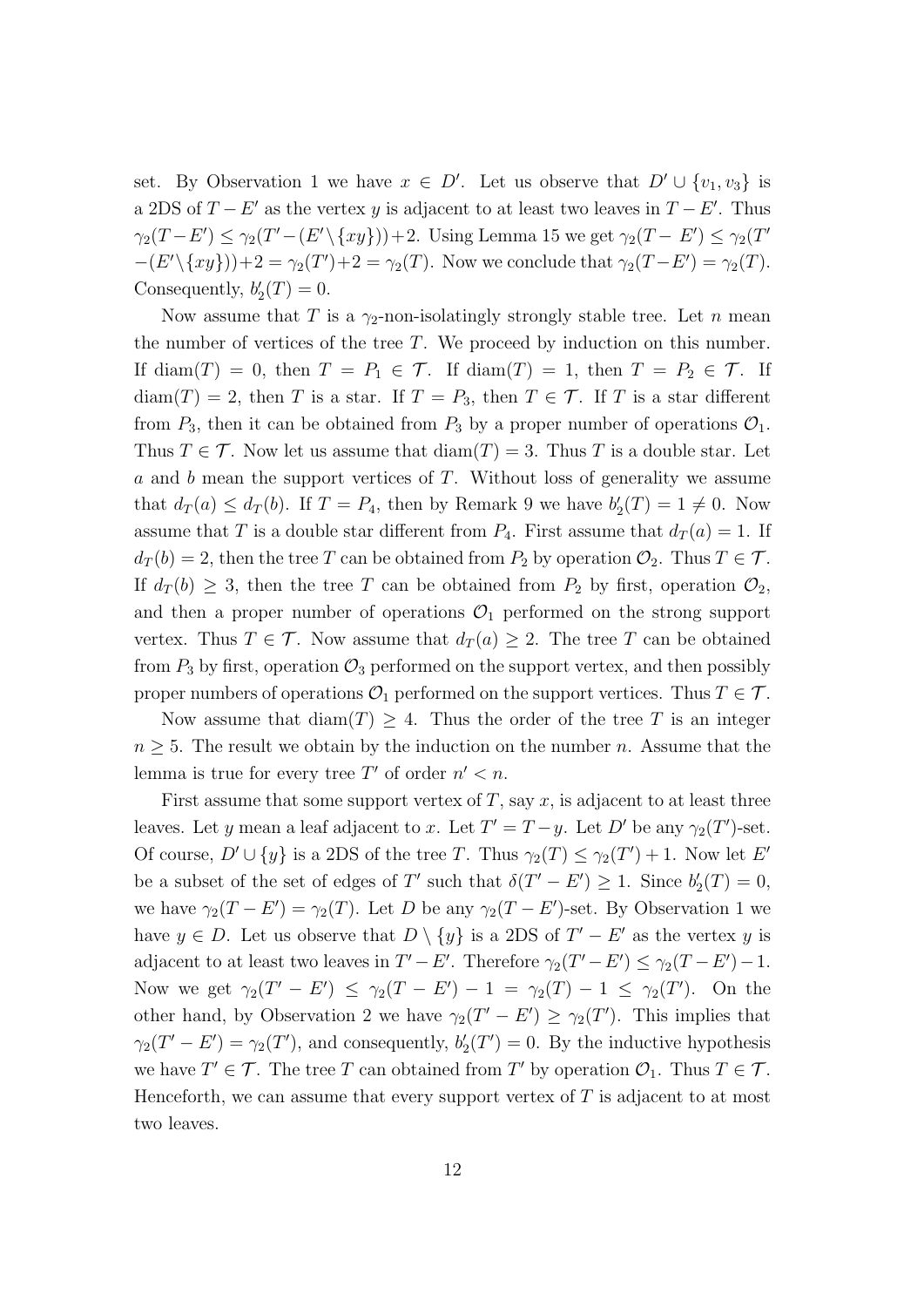set. By Observation 1 we have $x \in D'$. Let us observe that $D' \cup \{v_1, v_3\}$ is a 2DS of $T - E'$ as the vertex $y$ is adjacent to at least two leaves in $T - E'$. Thus $\gamma_2(T - E') \leq \gamma_2(T' - (E' \setminus \{xy\})) + 2$. Using Lemma 15 we get $\gamma_2(T - E') \leq \gamma_2(T' - (E' \setminus \{xy\})) + 2 = \gamma_2(T') + 2 = \gamma_2(T)$. Now we conclude that $\gamma_2(T - E') = \gamma_2(T)$. Consequently, $b_2'(T) = 0$.

Now assume that $T$ is a $\gamma_2$-non-isolatingly strongly stable tree. Let $n$ mean the number of vertices of the tree $T$. We proceed by induction on this number. If $\mathrm{diam}(T) = 0$, then $T = P_1 \in \mathcal{T}$. If $\mathrm{diam}(T) = 1$, then $T = P_2 \in \mathcal{T}$. If $\mathrm{diam}(T) = 2$, then $T$ is a star. If $T = P_3$, then $T \in \mathcal{T}$. If $T$ is a star different from $P_3$, then it can be obtained from $P_3$ by a proper number of operations $\mathcal{O}_1$. Thus $T \in \mathcal{T}$. Now let us assume that $\mathrm{diam}(T) = 3$. Thus $T$ is a double star. Let $a$ and $b$ mean the support vertices of $T$. Without loss of generality we assume that $d_T(a) \leq d_T(b)$. If $T = P_4$, then by Remark 9 we have $b_2'(T) = 1 \neq 0$. Now assume that $T$ is a double star different from $P_4$. First assume that $d_T(a) = 1$. If $d_T(b) = 2$, then the tree $T$ can be obtained from $P_2$ by operation $\mathcal{O}_2$. Thus $T \in \mathcal{T}$. If $d_T(b) \geq 3$, then the tree $T$ can be obtained from $P_2$ by first, operation $\mathcal{O}_2$, and then a proper number of operations $\mathcal{O}_1$ performed on the strong support vertex. Thus $T \in \mathcal{T}$. Now assume that $d_T(a) \geq 2$. The tree $T$ can be obtained from $P_3$ by first, operation $\mathcal{O}_3$ performed on the support vertex, and then possibly proper numbers of operations $\mathcal{O}_1$ performed on the support vertices. Thus $T \in \mathcal{T}$.

Now assume that $\mathrm{diam}(T) \geq 4$. Thus the order of the tree $T$ is an integer $n \geq 5$. The result we obtain by the induction on the number $n$. Assume that the lemma is true for every tree $T'$ of order $n' < n$.

First assume that some support vertex of $T$, say $x$, is adjacent to at least three leaves. Let $y$ mean a leaf adjacent to $x$. Let $T' = T - y$. Let $D'$ be any $\gamma_2(T')$-set. Of course, $D' \cup \{y\}$ is a 2DS of the tree $T$. Thus $\gamma_2(T) \leq \gamma_2(T') + 1$. Now let $E'$ be a subset of the set of edges of $T'$ such that $\delta(T' - E') \geq 1$. Since $b_2'(T) = 0$, we have $\gamma_2(T - E') = \gamma_2(T)$. Let $D$ be any $\gamma_2(T - E')$-set. By Observation 1 we have $y \in D$. Let us observe that $D \setminus \{y\}$ is a 2DS of $T' - E'$ as the vertex $y$ is adjacent to at least two leaves in $T' - E'$. Therefore $\gamma_2(T' - E') \leq \gamma_2(T - E') - 1$. Now we get $\gamma_2(T' - E') \leq \gamma_2(T - E') - 1 = \gamma_2(T) - 1 \leq \gamma_2(T')$. On the other hand, by Observation 2 we have $\gamma_2(T' - E') \geq \gamma_2(T')$. This implies that $\gamma_2(T' - E') = \gamma_2(T')$, and consequently, $b_2'(T') = 0$. By the inductive hypothesis we have $T' \in \mathcal{T}$. The tree $T$ can obtained from $T'$ by operation $\mathcal{O}_1$. Thus $T \in \mathcal{T}$. Henceforth, we can assume that every support vertex of $T$ is adjacent to at most two leaves.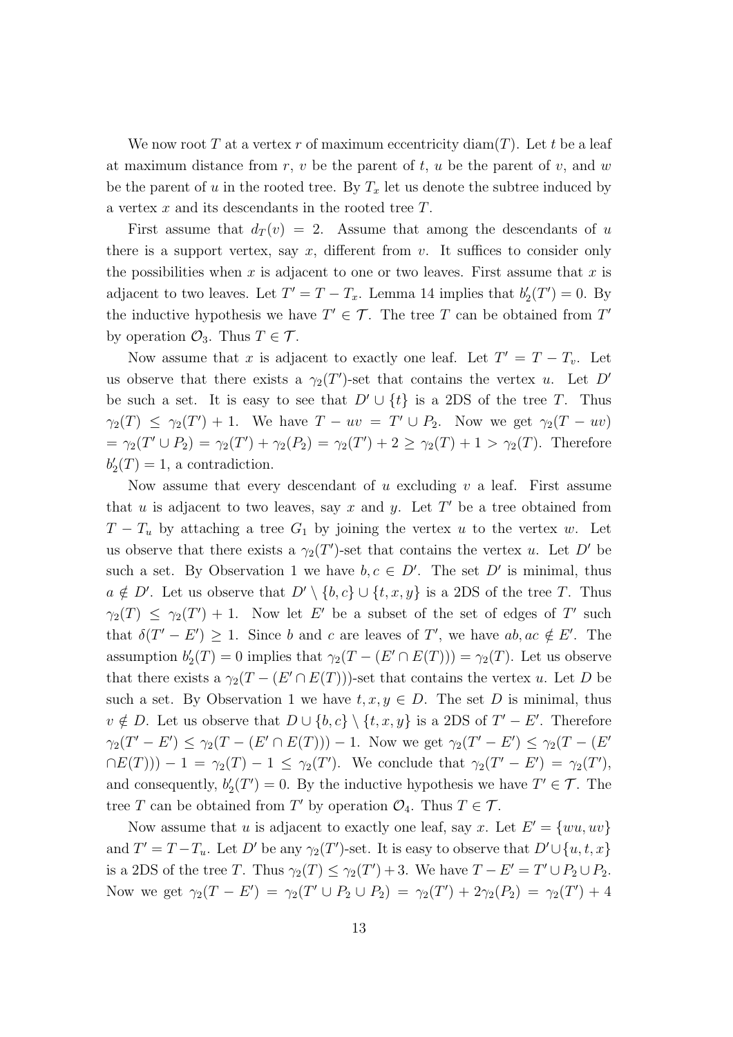We now root $T$ at a vertex $r$ of maximum eccentricity $\text{diam}(T)$. Let $t$ be a leaf at maximum distance from $r$, $v$ be the parent of $t$, $u$ be the parent of $v$, and $w$ be the parent of $u$ in the rooted tree. By $T_x$ let us denote the subtree induced by a vertex $x$ and its descendants in the rooted tree $T$.

First assume that $d_T(v) = 2$. Assume that among the descendants of $u$ there is a support vertex, say $x$, different from $v$. It suffices to consider only the possibilities when $x$ is adjacent to one or two leaves. First assume that $x$ is adjacent to two leaves. Let $T' = T - T_x$. Lemma 14 implies that $b_2'(T') = 0$. By the inductive hypothesis we have $T' \in \mathcal{T}$. The tree $T$ can be obtained from $T'$ by operation $\mathcal{O}_3$. Thus $T \in \mathcal{T}$.

Now assume that $x$ is adjacent to exactly one leaf. Let $T' = T - T_v$. Let us observe that there exists a $\gamma_2(T')$-set that contains the vertex $u$. Let $D'$ be such a set. It is easy to see that $D' \cup \{t\}$ is a 2DS of the tree $T$. Thus $\gamma_2(T) \leq \gamma_2(T') + 1$. We have $T - uv = T' \cup P_2$. Now we get $\gamma_2(T - uv) = \gamma_2(T' \cup P_2) = \gamma_2(T') + \gamma_2(P_2) = \gamma_2(T') + 2 \geq \gamma_2(T) + 1 > \gamma_2(T)$. Therefore $b_2'(T) = 1$, a contradiction.

Now assume that every descendant of $u$ excluding $v$ a leaf. First assume that $u$ is adjacent to two leaves, say $x$ and $y$. Let $T'$ be a tree obtained from $T - T_u$ by attaching a tree $G_1$ by joining the vertex $u$ to the vertex $w$. Let us observe that there exists a $\gamma_2(T')$-set that contains the vertex $u$. Let $D'$ be such a set. By Observation 1 we have $b, c \in D'$. The set $D'$ is minimal, thus $a \notin D'$. Let us observe that $D' \setminus \{b, c\} \cup \{t, x, y\}$ is a 2DS of the tree $T$. Thus $\gamma_2(T) \leq \gamma_2(T') + 1$. Now let $E'$ be a subset of the set of edges of $T'$ such that $\delta(T' - E') \geq 1$. Since $b$ and $c$ are leaves of $T'$, we have $ab, ac \notin E'$. The assumption $b_2'(T) = 0$ implies that $\gamma_2(T - (E' \cap E(T))) = \gamma_2(T)$. Let us observe that there exists a $\gamma_2(T - (E' \cap E(T)))$-set that contains the vertex $u$. Let $D$ be such a set. By Observation 1 we have $t, x, y \in D$. The set $D$ is minimal, thus $v \notin D$. Let us observe that $D \cup \{b, c\} \setminus \{t, x, y\}$ is a 2DS of $T' - E'$. Therefore $\gamma_2(T' - E') \leq \gamma_2(T - (E' \cap E(T))) - 1$. Now we get $\gamma_2(T' - E') \leq \gamma_2(T - (E' \cap E(T))) - 1 = \gamma_2(T) - 1 \leq \gamma_2(T')$. We conclude that $\gamma_2(T' - E') = \gamma_2(T')$, and consequently, $b_2'(T') = 0$. By the inductive hypothesis we have $T' \in \mathcal{T}$. The tree $T$ can be obtained from $T'$ by operation $\mathcal{O}_4$. Thus $T \in \mathcal{T}$.

Now assume that $u$ is adjacent to exactly one leaf, say $x$. Let $E' = \{wu, uv\}$ and $T' = T - T_u$. Let $D'$ be any $\gamma_2(T')$-set. It is easy to observe that $D' \cup \{u, t, x\}$ is a 2DS of the tree $T$. Thus $\gamma_2(T) \leq \gamma_2(T') + 3$. We have $T - E' = T' \cup P_2 \cup P_2$. Now we get $\gamma_2(T - E') = \gamma_2(T' \cup P_2 \cup P_2) = \gamma_2(T') + 2\gamma_2(P_2) = \gamma_2(T') + 4$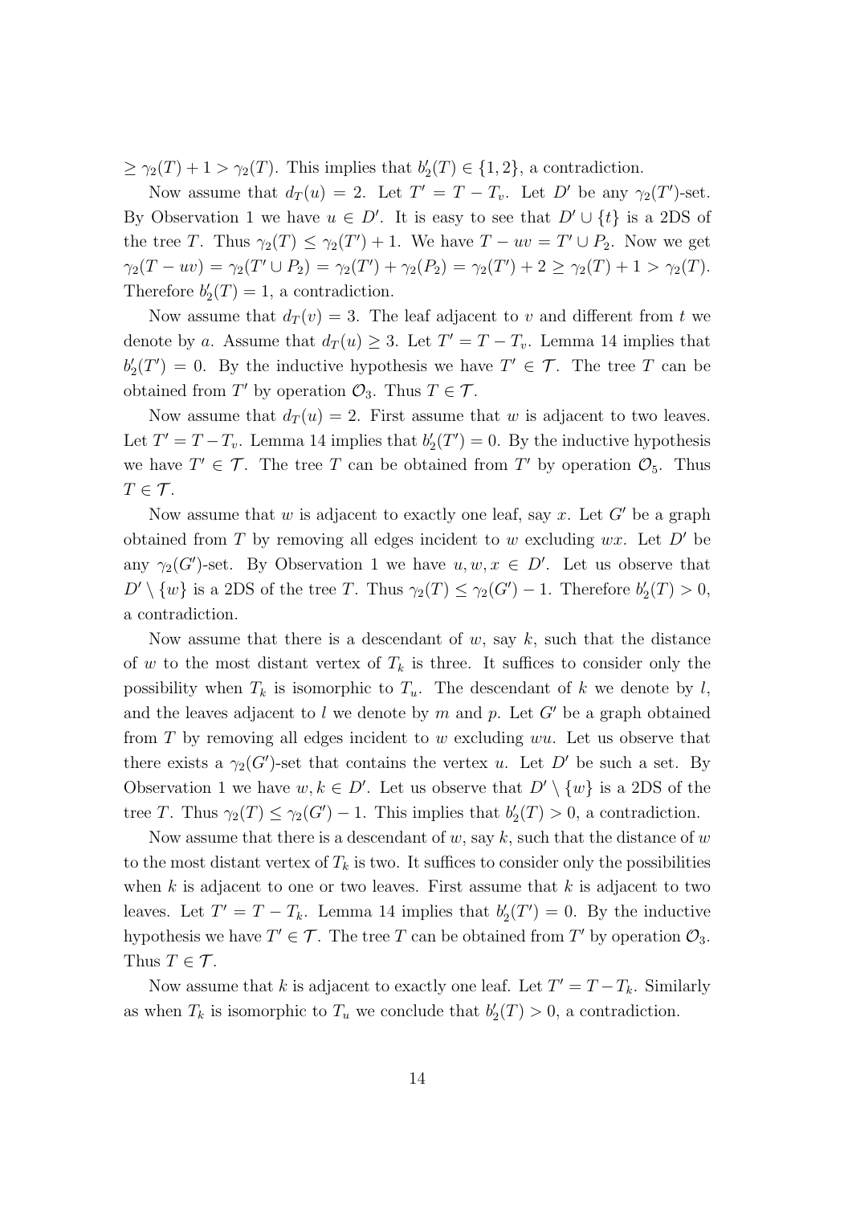$\geq \gamma_2(T) + 1 > \gamma_2(T)$. This implies that $b_2'(T) \in \{1, 2\}$, a contradiction.

Now assume that $d_T(u) = 2$. Let $T' = T - T_v$. Let $D'$ be any $\gamma_2(T')$-set. By Observation 1 we have $u \in D'$. It is easy to see that $D' \cup \{t\}$ is a 2DS of the tree $T$. Thus $\gamma_2(T) \leq \gamma_2(T') + 1$. We have $T - uv = T' \cup P_2$. Now we get $\gamma_2(T - uv) = \gamma_2(T' \cup P_2) = \gamma_2(T') + \gamma_2(P_2) = \gamma_2(T') + 2 \geq \gamma_2(T) + 1 > \gamma_2(T)$. Therefore $b_2'(T) = 1$, a contradiction.

Now assume that $d_T(v) = 3$. The leaf adjacent to $v$ and different from $t$ we denote by $a$. Assume that $d_T(u) \geq 3$. Let $T' = T - T_v$. Lemma 14 implies that $b_2'(T') = 0$. By the inductive hypothesis we have $T' \in \mathcal{T}$. The tree $T$ can be obtained from $T'$ by operation $\mathcal{O}_3$. Thus $T \in \mathcal{T}$.

Now assume that $d_T(u) = 2$. First assume that $w$ is adjacent to two leaves. Let $T' = T - T_v$. Lemma 14 implies that $b_2'(T') = 0$. By the inductive hypothesis we have $T' \in \mathcal{T}$. The tree $T$ can be obtained from $T'$ by operation $\mathcal{O}_5$. Thus $T \in \mathcal{T}$.

Now assume that $w$ is adjacent to exactly one leaf, say $x$. Let $G'$ be a graph obtained from $T$ by removing all edges incident to $w$ excluding $wx$. Let $D'$ be any $\gamma_2(G')$-set. By Observation 1 we have $u, w, x \in D'$. Let us observe that $D' \setminus \{w\}$ is a 2DS of the tree $T$. Thus $\gamma_2(T) \leq \gamma_2(G') - 1$. Therefore $b_2'(T) > 0$, a contradiction.

Now assume that there is a descendant of $w$, say $k$, such that the distance of $w$ to the most distant vertex of $T_k$ is three. It suffices to consider only the possibility when $T_k$ is isomorphic to $T_u$. The descendant of $k$ we denote by $l$, and the leaves adjacent to $l$ we denote by $m$ and $p$. Let $G'$ be a graph obtained from $T$ by removing all edges incident to $w$ excluding $wu$. Let us observe that there exists a $\gamma_2(G')$-set that contains the vertex $u$. Let $D'$ be such a set. By Observation 1 we have $w, k \in D'$. Let us observe that $D' \setminus \{w\}$ is a 2DS of the tree $T$. Thus $\gamma_2(T) \leq \gamma_2(G') - 1$. This implies that $b_2'(T) > 0$, a contradiction.

Now assume that there is a descendant of $w$, say $k$, such that the distance of $w$ to the most distant vertex of $T_k$ is two. It suffices to consider only the possibilities when $k$ is adjacent to one or two leaves. First assume that $k$ is adjacent to two leaves. Let $T' = T - T_k$. Lemma 14 implies that $b_2'(T') = 0$. By the inductive hypothesis we have $T' \in \mathcal{T}$. The tree $T$ can be obtained from $T'$ by operation $\mathcal{O}_3$. Thus $T \in \mathcal{T}$.

Now assume that $k$ is adjacent to exactly one leaf. Let $T' = T - T_k$. Similarly as when $T_k$ is isomorphic to $T_u$ we conclude that $b_2'(T) > 0$, a contradiction.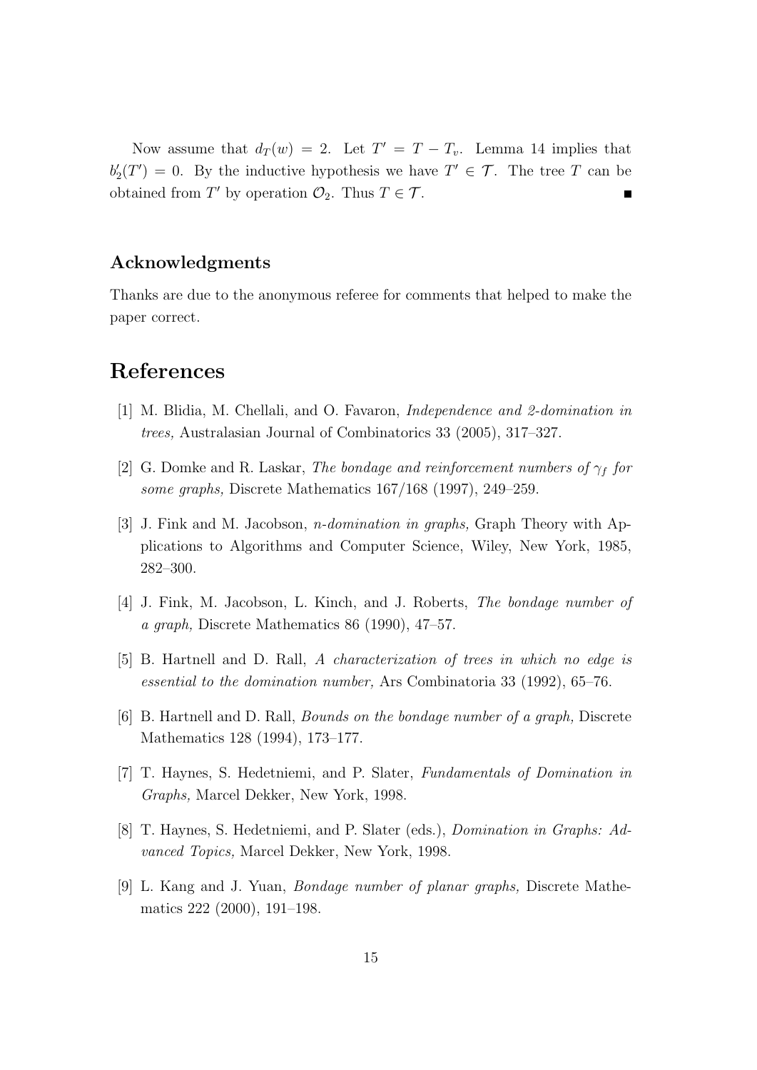Now assume that $d_T(w) = 2$. Let $T' = T - T_v$. Lemma 14 implies that $b_2'(T') = 0$. By the inductive hypothesis we have $T' \in \mathcal{T}$. The tree $T$ can be obtained from $T'$ by operation $\mathcal{O}_2$. Thus $T \in \mathcal{T}$. ∎

### Acknowledgments

Thanks are due to the anonymous referee for comments that helped to make the paper correct.

## References

[1] M. Blidia, M. Chellali, and O. Favaron, *Independence and 2-domination in trees,* Australasian Journal of Combinatorics 33 (2005), 317–327.

[2] G. Domke and R. Laskar, *The bondage and reinforcement numbers of $\gamma_f$ for some graphs,* Discrete Mathematics 167/168 (1997), 249–259.

[3] J. Fink and M. Jacobson, *n-domination in graphs,* Graph Theory with Applications to Algorithms and Computer Science, Wiley, New York, 1985, 282–300.

[4] J. Fink, M. Jacobson, L. Kinch, and J. Roberts, *The bondage number of a graph,* Discrete Mathematics 86 (1990), 47–57.

[5] B. Hartnell and D. Rall, *A characterization of trees in which no edge is essential to the domination number,* Ars Combinatoria 33 (1992), 65–76.

[6] B. Hartnell and D. Rall, *Bounds on the bondage number of a graph,* Discrete Mathematics 128 (1994), 173–177.

[7] T. Haynes, S. Hedetniemi, and P. Slater, *Fundamentals of Domination in Graphs,* Marcel Dekker, New York, 1998.

[8] T. Haynes, S. Hedetniemi, and P. Slater (eds.), *Domination in Graphs: Advanced Topics,* Marcel Dekker, New York, 1998.

[9] L. Kang and J. Yuan, *Bondage number of planar graphs,* Discrete Mathematics 222 (2000), 191–198.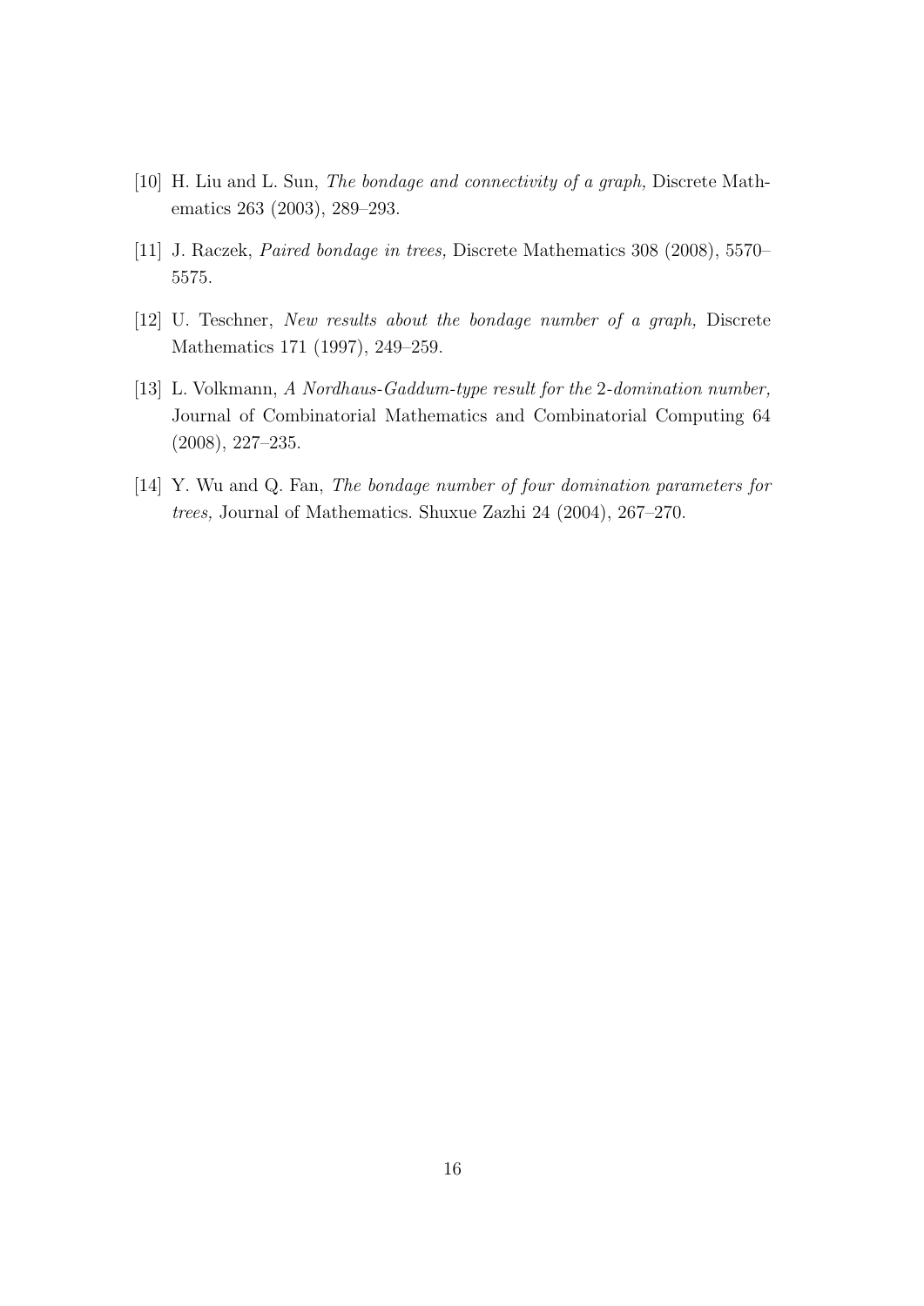[10] H. Liu and L. Sun, *The bondage and connectivity of a graph,* Discrete Mathematics 263 (2003), 289–293.

[11] J. Raczek, *Paired bondage in trees,* Discrete Mathematics 308 (2008), 5570–5575.

[12] U. Teschner, *New results about the bondage number of a graph,* Discrete Mathematics 171 (1997), 249–259.

[13] L. Volkmann, *A Nordhaus-Gaddum-type result for the* 2*-domination number,* Journal of Combinatorial Mathematics and Combinatorial Computing 64 (2008), 227–235.

[14] Y. Wu and Q. Fan, *The bondage number of four domination parameters for trees,* Journal of Mathematics. Shuxue Zazhi 24 (2004), 267–270.